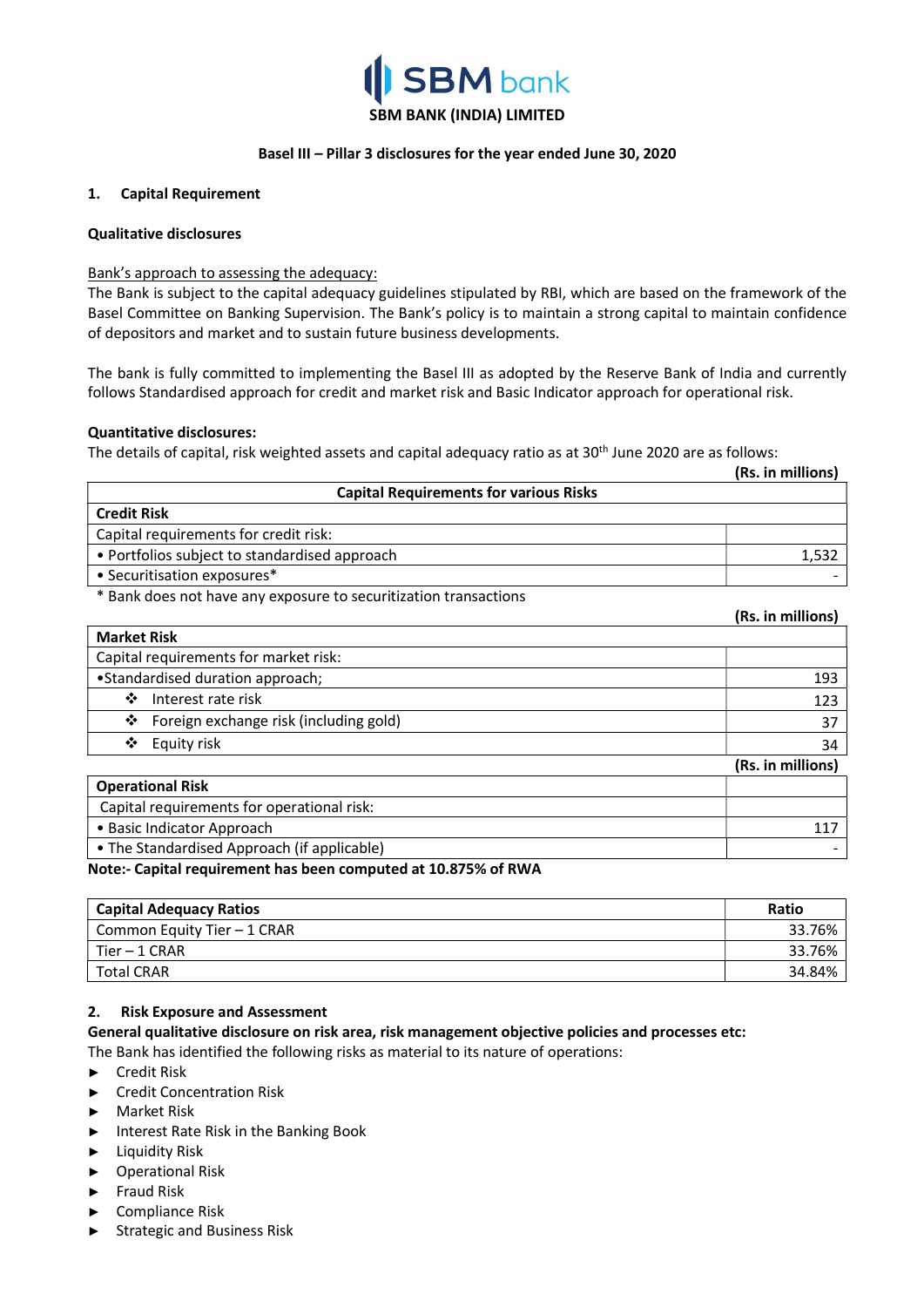# SBM BANK (INDIA) LIMITED

**Basel III – Pillar 3 disclosures for the year ended June 30, 2020**

## 1. Capital Requirement

### Qualitative disclosures

Bank's approach to assessing the adequacy:

The Bank is subject to the capital adequacy guidelines stipulated by RBI, which are based on the framework of the Basel Committee on Banking Supervision. The Bank's policy is to maintain a strong capital to maintain confidence of depositors and market and to sustain future business developments.

The bank is fully committed to implementing the Basel III as adopted by the Reserve Bank of India and currently follows Standardised approach for credit and market risk and Basic Indicator approach for operational risk.

### Quantitative disclosures:

The details of capital, risk weighted assets and capital adequacy ratio as at 30th June 2020 are as follows:

**(Rs. in millions)**

| Capital Requirements for various Risks | |
|---|---|
| **Credit Risk** | |
| Capital requirements for credit risk: | |
| • Portfolios subject to standardised approach | 1,532 |
| • Securitisation exposures* | - |

\* Bank does not have any exposure to securitization transactions

**(Rs. in millions)**

| Market Risk | |
|---|---|
| Capital requirements for market risk: | |
| •Standardised duration approach; | 193 |
| ❖ Interest rate risk | 123 |
| ❖ Foreign exchange risk (including gold) | 37 |
| ❖ Equity risk | 34 |

**(Rs. in millions)**

| Operational Risk | |
|---|---|
| Capital requirements for operational risk: | |
| • Basic Indicator Approach | 117 |
| • The Standardised Approach (if applicable) | - |

**Note:- Capital requirement has been computed at 10.875% of RWA**

| Capital Adequacy Ratios | Ratio |
|---|---|
| Common Equity Tier – 1 CRAR | 33.76% |
| Tier – 1 CRAR | 33.76% |
| Total CRAR | 34.84% |

## 2. Risk Exposure and Assessment

**General qualitative disclosure on risk area, risk management objective policies and processes etc:**

The Bank has identified the following risks as material to its nature of operations:

- Credit Risk
- Credit Concentration Risk
- Market Risk
- Interest Rate Risk in the Banking Book
- Liquidity Risk
- Operational Risk
- Fraud Risk
- Compliance Risk
- Strategic and Business Risk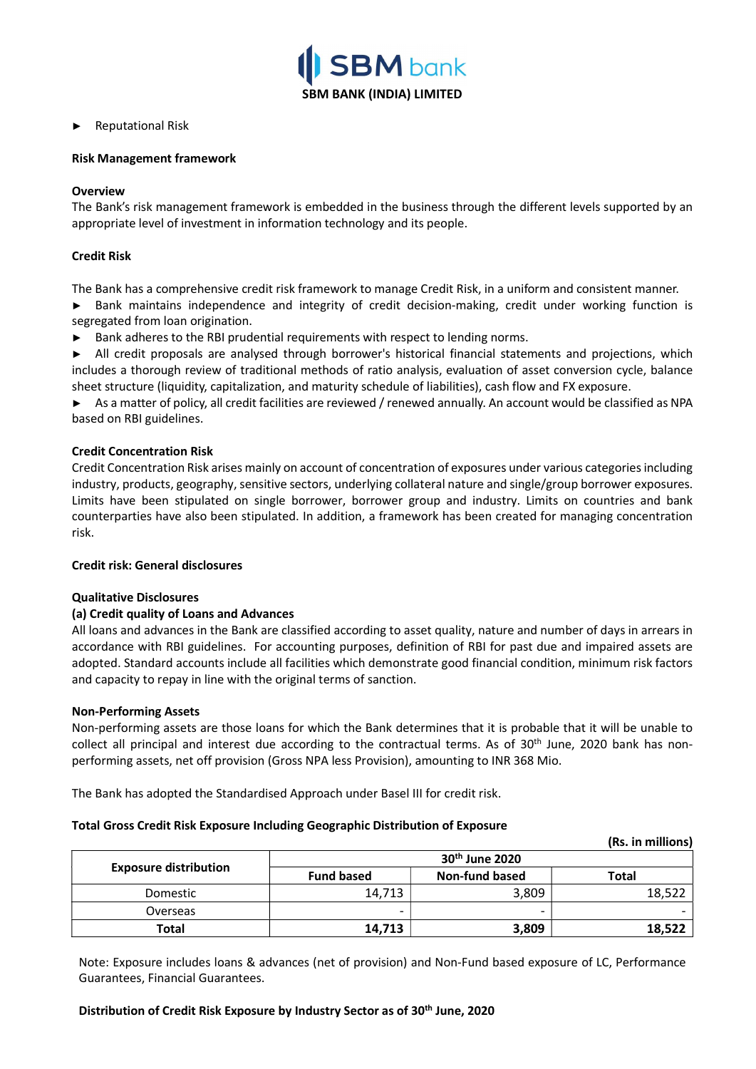► Reputational Risk

**Risk Management framework**

**Overview**

The Bank's risk management framework is embedded in the business through the different levels supported by an appropriate level of investment in information technology and its people.

**Credit Risk**

The Bank has a comprehensive credit risk framework to manage Credit Risk, in a uniform and consistent manner.

► Bank maintains independence and integrity of credit decision-making, credit under working function is segregated from loan origination.

► Bank adheres to the RBI prudential requirements with respect to lending norms.

► All credit proposals are analysed through borrower's historical financial statements and projections, which includes a thorough review of traditional methods of ratio analysis, evaluation of asset conversion cycle, balance sheet structure (liquidity, capitalization, and maturity schedule of liabilities), cash flow and FX exposure.

► As a matter of policy, all credit facilities are reviewed / renewed annually. An account would be classified as NPA based on RBI guidelines.

**Credit Concentration Risk**

Credit Concentration Risk arises mainly on account of concentration of exposures under various categories including industry, products, geography, sensitive sectors, underlying collateral nature and single/group borrower exposures. Limits have been stipulated on single borrower, borrower group and industry. Limits on countries and bank counterparties have also been stipulated. In addition, a framework has been created for managing concentration risk.

**Credit risk: General disclosures**

**Qualitative Disclosures**

**(a) Credit quality of Loans and Advances**

All loans and advances in the Bank are classified according to asset quality, nature and number of days in arrears in accordance with RBI guidelines. For accounting purposes, definition of RBI for past due and impaired assets are adopted. Standard accounts include all facilities which demonstrate good financial condition, minimum risk factors and capacity to repay in line with the original terms of sanction.

**Non-Performing Assets**

Non-performing assets are those loans for which the Bank determines that it is probable that it will be unable to collect all principal and interest due according to the contractual terms. As of 30th June, 2020 bank has non-performing assets, net off provision (Gross NPA less Provision), amounting to INR 368 Mio.

The Bank has adopted the Standardised Approach under Basel III for credit risk.

**Total Gross Credit Risk Exposure Including Geographic Distribution of Exposure**

**(Rs. in millions)**

| Exposure distribution | 30th June 2020 | | |
|---|---|---|---|
| | **Fund based** | **Non-fund based** | **Total** |
| Domestic | 14,713 | 3,809 | 18,522 |
| Overseas | - | - | - |
| **Total** | **14,713** | **3,809** | **18,522** |

Note: Exposure includes loans & advances (net of provision) and Non-Fund based exposure of LC, Performance Guarantees, Financial Guarantees.

**Distribution of Credit Risk Exposure by Industry Sector as of 30th June, 2020**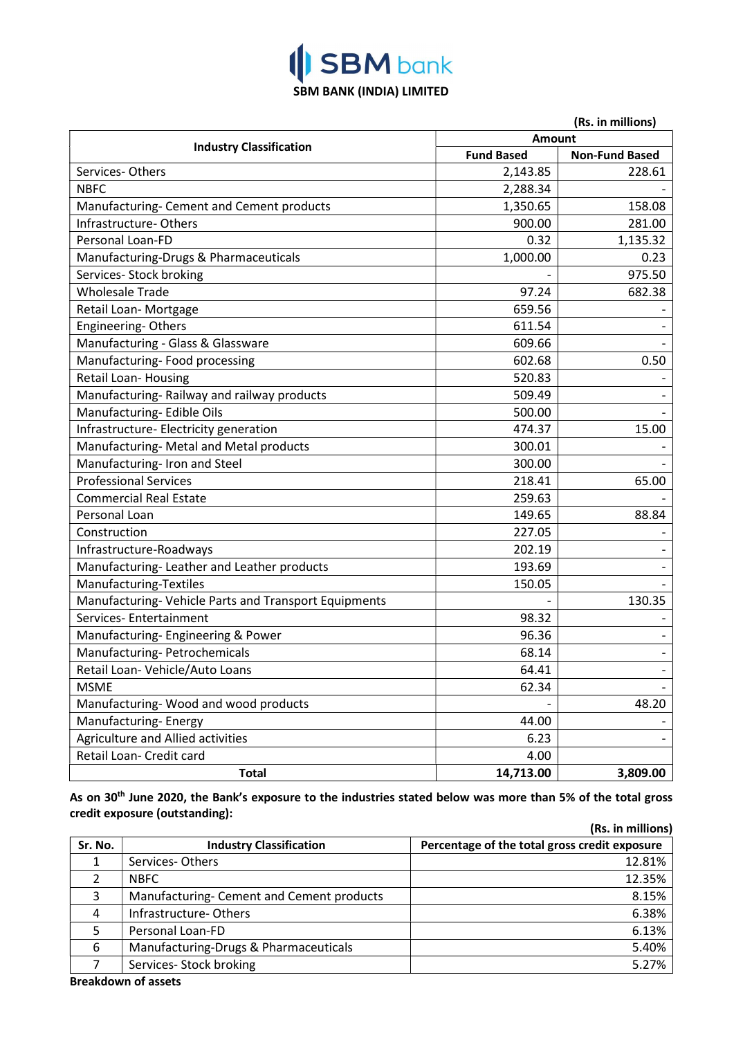**SBM bank**

**SBM BANK (INDIA) LIMITED**

**(Rs. in millions)**

| Industry Classification | Amount | |
|---|---|---|
| | **Fund Based** | **Non-Fund Based** |
| Services- Others | 2,143.85 | 228.61 |
| NBFC | 2,288.34 | - |
| Manufacturing- Cement and Cement products | 1,350.65 | 158.08 |
| Infrastructure- Others | 900.00 | 281.00 |
| Personal Loan-FD | 0.32 | 1,135.32 |
| Manufacturing-Drugs & Pharmaceuticals | 1,000.00 | 0.23 |
| Services- Stock broking | - | 975.50 |
| Wholesale Trade | 97.24 | 682.38 |
| Retail Loan- Mortgage | 659.56 | - |
| Engineering- Others | 611.54 | - |
| Manufacturing - Glass & Glassware | 609.66 | - |
| Manufacturing- Food processing | 602.68 | 0.50 |
| Retail Loan- Housing | 520.83 | - |
| Manufacturing- Railway and railway products | 509.49 | - |
| Manufacturing- Edible Oils | 500.00 | - |
| Infrastructure- Electricity generation | 474.37 | 15.00 |
| Manufacturing- Metal and Metal products | 300.01 | - |
| Manufacturing- Iron and Steel | 300.00 | - |
| Professional Services | 218.41 | 65.00 |
| Commercial Real Estate | 259.63 | - |
| Personal Loan | 149.65 | 88.84 |
| Construction | 227.05 | - |
| Infrastructure-Roadways | 202.19 | - |
| Manufacturing- Leather and Leather products | 193.69 | - |
| Manufacturing-Textiles | 150.05 | - |
| Manufacturing- Vehicle Parts and Transport Equipments | - | 130.35 |
| Services- Entertainment | 98.32 | - |
| Manufacturing- Engineering & Power | 96.36 | - |
| Manufacturing- Petrochemicals | 68.14 | - |
| Retail Loan- Vehicle/Auto Loans | 64.41 | - |
| MSME | 62.34 | - |
| Manufacturing- Wood and wood products | - | 48.20 |
| Manufacturing- Energy | 44.00 | - |
| Agriculture and Allied activities | 6.23 | - |
| Retail Loan- Credit card | 4.00 | |
| **Total** | **14,713.00** | **3,809.00** |

**As on 30th June 2020, the Bank's exposure to the industries stated below was more than 5% of the total gross credit exposure (outstanding):**

**(Rs. in millions)**

| Sr. No. | Industry Classification | Percentage of the total gross credit exposure |
|---|---|---|
| 1 | Services- Others | 12.81% |
| 2 | NBFC | 12.35% |
| 3 | Manufacturing- Cement and Cement products | 8.15% |
| 4 | Infrastructure- Others | 6.38% |
| 5 | Personal Loan-FD | 6.13% |
| 6 | Manufacturing-Drugs & Pharmaceuticals | 5.40% |
| 7 | Services- Stock broking | 5.27% |

**Breakdown of assets**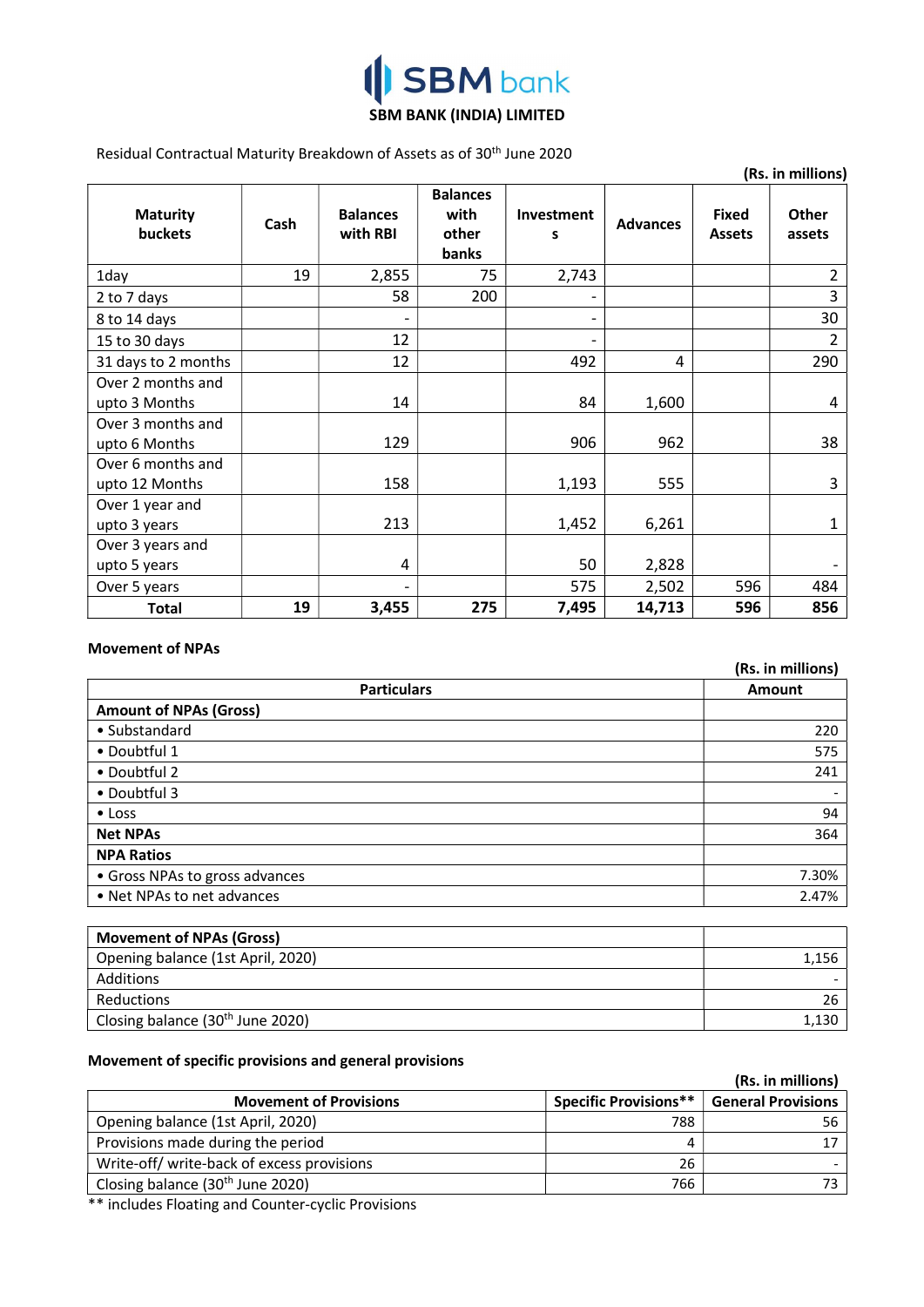# SBM bank

**SBM BANK (INDIA) LIMITED**

Residual Contractual Maturity Breakdown of Assets as of 30th June 2020

**(Rs. in millions)**

| Maturity buckets | Cash | Balances with RBI | Balances with other banks | Investments | Advances | Fixed Assets | Other assets |
|---|---|---|---|---|---|---|---|
| 1day | 19 | 2,855 | 75 | 2,743 | | | 2 |
| 2 to 7 days | | 58 | 200 | - | | | 3 |
| 8 to 14 days | | - | | - | | | 30 |
| 15 to 30 days | | 12 | | - | | | 2 |
| 31 days to 2 months | | 12 | | 492 | 4 | | 290 |
| Over 2 months and upto 3 Months | | 14 | | 84 | 1,600 | | 4 |
| Over 3 months and upto 6 Months | | 129 | | 906 | 962 | | 38 |
| Over 6 months and upto 12 Months | | 158 | | 1,193 | 555 | | 3 |
| Over 1 year and upto 3 years | | 213 | | 1,452 | 6,261 | | 1 |
| Over 3 years and upto 5 years | | 4 | | 50 | 2,828 | | - |
| Over 5 years | | - | | 575 | 2,502 | 596 | 484 |
| **Total** | **19** | **3,455** | **275** | **7,495** | **14,713** | **596** | **856** |

### Movement of NPAs

**(Rs. in millions)**

| Particulars | Amount |
|---|---|
| **Amount of NPAs (Gross)** | |
| • Substandard | 220 |
| • Doubtful 1 | 575 |
| • Doubtful 2 | 241 |
| • Doubtful 3 | - |
| • Loss | 94 |
| **Net NPAs** | 364 |
| **NPA Ratios** | |
| • Gross NPAs to gross advances | 7.30% |
| • Net NPAs to net advances | 2.47% |

| **Movement of NPAs (Gross)** | |
|---|---|
| Opening balance (1st April, 2020) | 1,156 |
| Additions | - |
| Reductions | 26 |
| Closing balance (30th June 2020) | 1,130 |

### Movement of specific provisions and general provisions

**(Rs. in millions)**

| Movement of Provisions | Specific Provisions** | General Provisions |
|---|---|---|
| Opening balance (1st April, 2020) | 788 | 56 |
| Provisions made during the period | 4 | 17 |
| Write-off/ write-back of excess provisions | 26 | - |
| Closing balance (30th June 2020) | 766 | 73 |

** includes Floating and Counter-cyclic Provisions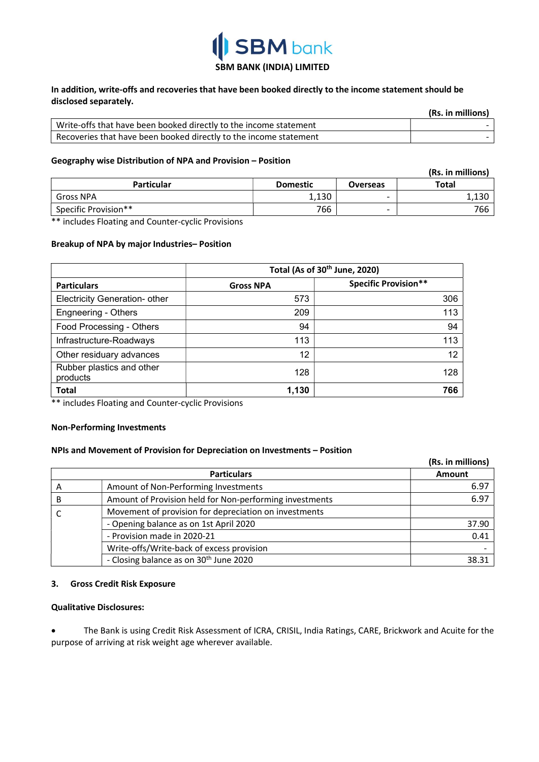**In addition, write-offs and recoveries that have been booked directly to the income statement should be disclosed separately.**

**(Rs. in millions)**

| | |
|---|---|
| Write-offs that have been booked directly to the income statement | - |
| Recoveries that have been booked directly to the income statement | - |

**Geography wise Distribution of NPA and Provision – Position**

**(Rs. in millions)**

| Particular | Domestic | Overseas | Total |
|---|---|---|---|
| Gross NPA | 1,130 | - | 1,130 |
| Specific Provision** | 766 | - | 766 |

** includes Floating and Counter-cyclic Provisions

**Breakup of NPA by major Industries– Position**

| | Total (As of 30th June, 2020) | |
|---|---|---|
| **Particulars** | **Gross NPA** | **Specific Provision**** |
| Electricity Generation- other | 573 | 306 |
| Engneering - Others | 209 | 113 |
| Food Processing - Others | 94 | 94 |
| Infrastructure-Roadways | 113 | 113 |
| Other residuary advances | 12 | 12 |
| Rubber plastics and other products | 128 | 128 |
| **Total** | **1,130** | **766** |

** includes Floating and Counter-cyclic Provisions

**Non-Performing Investments**

**NPIs and Movement of Provision for Depreciation on Investments – Position**

**(Rs. in millions)**

| | Particulars | Amount |
|---|---|---|
| A | Amount of Non-Performing Investments | 6.97 |
| B | Amount of Provision held for Non-performing investments | 6.97 |
| C | Movement of provision for depreciation on investments | |
| | - Opening balance as on 1st April 2020 | 37.90 |
| | - Provision made in 2020-21 | 0.41 |
| | Write-offs/Write-back of excess provision | - |
| | - Closing balance as on 30th June 2020 | 38.31 |

**3. Gross Credit Risk Exposure**

**Qualitative Disclosures:**

- The Bank is using Credit Risk Assessment of ICRA, CRISIL, India Ratings, CARE, Brickwork and Acuite for the purpose of arriving at risk weight age wherever available.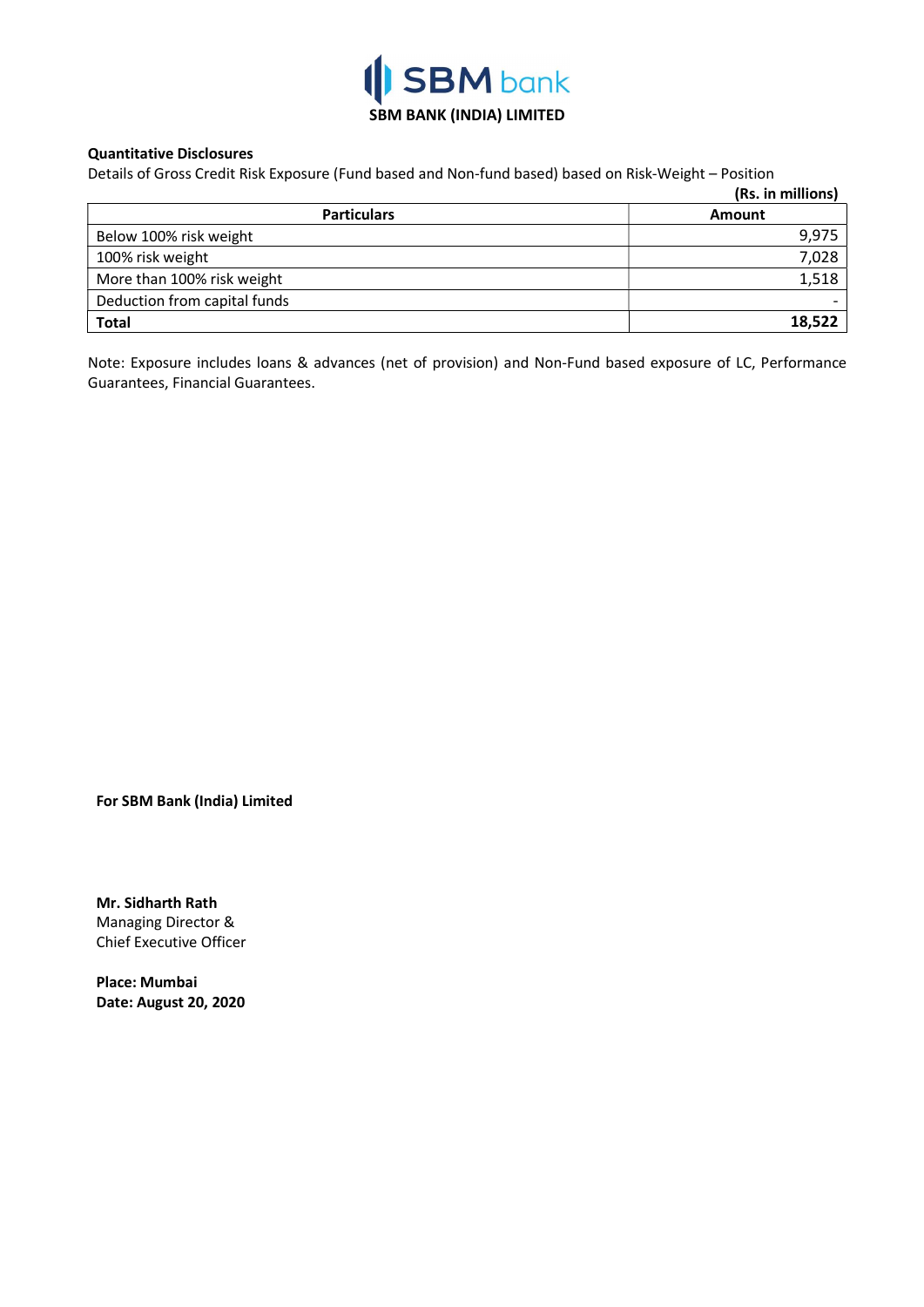**SBM BANK (INDIA) LIMITED**

**Quantitative Disclosures**

Details of Gross Credit Risk Exposure (Fund based and Non-fund based) based on Risk-Weight – Position

**(Rs. in millions)**

| Particulars | Amount |
|---|---:|
| Below 100% risk weight | 9,975 |
| 100% risk weight | 7,028 |
| More than 100% risk weight | 1,518 |
| Deduction from capital funds | - |
| **Total** | **18,522** |

Note: Exposure includes loans & advances (net of provision) and Non-Fund based exposure of LC, Performance Guarantees, Financial Guarantees.

**For SBM Bank (India) Limited**

**Mr. Sidharth Rath**
Managing Director &
Chief Executive Officer

**Place: Mumbai**
**Date: August 20, 2020**